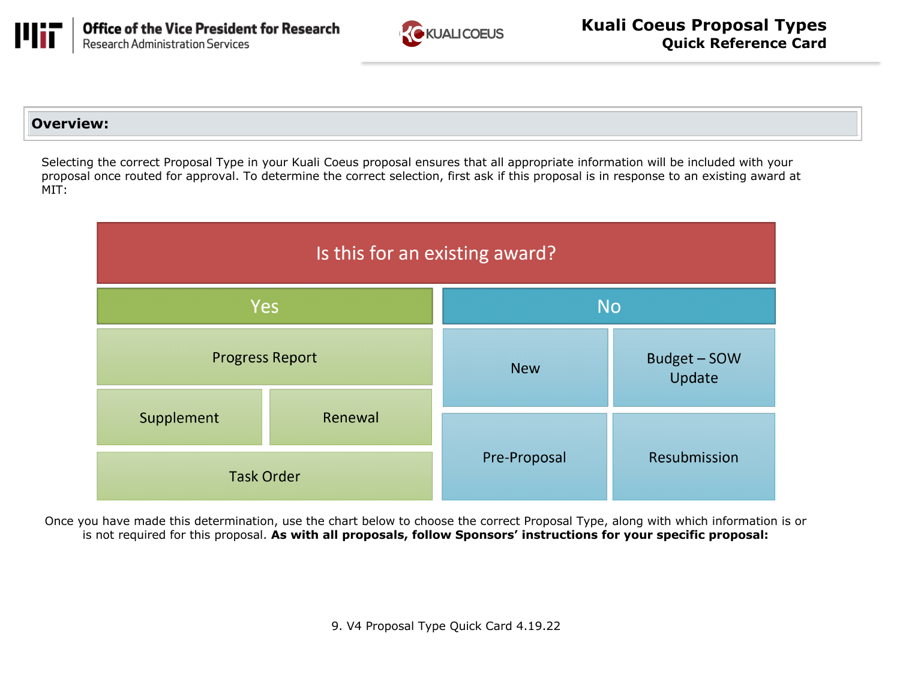# Kuali Coeus Proposal Types

## Quick Reference Card

Office of the Vice President for Research
Research Administration Services

### Overview:

Selecting the correct Proposal Type in your Kuali Coeus proposal ensures that all appropriate information will be included with your proposal once routed for approval. To determine the correct selection, first ask if this proposal is in response to an existing award at MIT:

**Is this for an existing award?**

| Yes | No |
| --- | --- |
| Progress Report | New |
| Supplement | Budget – SOW Update |
| Renewal | Pre-Proposal |
| Task Order | Resubmission |

Once you have made this determination, use the chart below to choose the correct Proposal Type, along with which information is or is not required for this proposal. **As with all proposals, follow Sponsors' instructions for your specific proposal:**

9. V4 Proposal Type Quick Card 4.19.22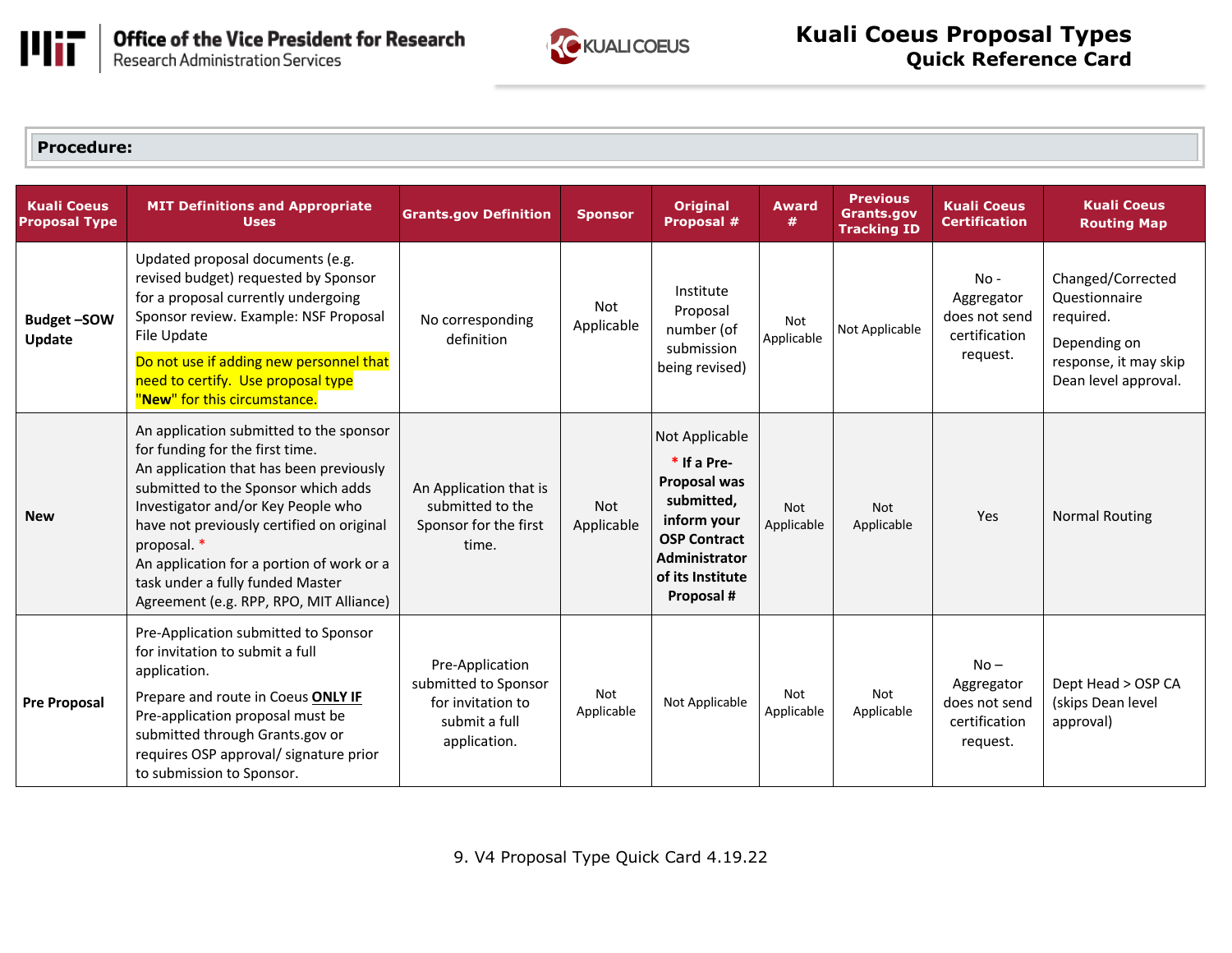# Kuali Coeus Proposal Types
## Quick Reference Card

**Procedure:**

| Kuali Coeus Proposal Type | MIT Definitions and Appropriate Uses | Grants.gov Definition | Sponsor | Original Proposal # | Award # | Previous Grants.gov Tracking ID | Kuali Coeus Certification | Kuali Coeus Routing Map |
|---|---|---|---|---|---|---|---|---|
| **Budget –SOW Update** | Updated proposal documents (e.g. revised budget) requested by Sponsor for a proposal currently undergoing Sponsor review. Example: NSF Proposal File Update<br><br>Do not use if adding new personnel that need to certify. Use proposal type "**New**" for this circumstance. | No corresponding definition | Not Applicable | Institute Proposal number (of submission being revised) | Not Applicable | Not Applicable | No - Aggregator does not send certification request. | Changed/Corrected Questionnaire required.<br><br>Depending on response, it may skip Dean level approval. |
| **New** | An application submitted to the sponsor for funding for the first time.<br>An application that has been previously submitted to the Sponsor which adds Investigator and/or Key People who have not previously certified on original proposal. *<br>An application for a portion of work or a task under a fully funded Master Agreement (e.g. RPP, RPO, MIT Alliance) | An Application that is submitted to the Sponsor for the first time. | Not Applicable | Not Applicable<br><br>* **If a Pre-Proposal was submitted, inform your OSP Contract Administrator of its Institute Proposal #** | Not Applicable | Not Applicable | Yes | Normal Routing |
| **Pre Proposal** | Pre-Application submitted to Sponsor for invitation to submit a full application.<br><br>Prepare and route in Coeus **ONLY IF** Pre-application proposal must be submitted through Grants.gov or requires OSP approval/ signature prior to submission to Sponsor. | Pre-Application submitted to Sponsor for invitation to submit a full application. | Not Applicable | Not Applicable | Not Applicable | Not Applicable | No – Aggregator does not send certification request. | Dept Head > OSP CA (skips Dean level approval) |

9. V4 Proposal Type Quick Card 4.19.22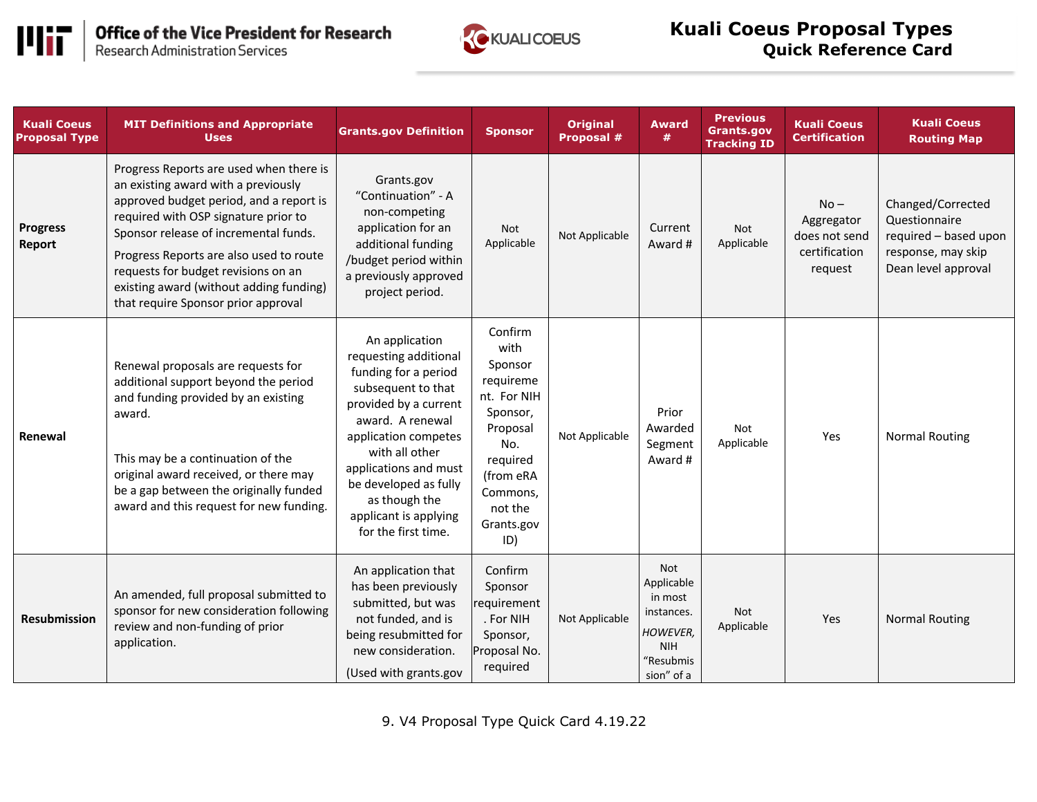# Kuali Coeus Proposal Types
## Quick Reference Card

| Kuali Coeus Proposal Type | MIT Definitions and Appropriate Uses | Grants.gov Definition | Sponsor | Original Proposal # | Award # | Previous Grants.gov Tracking ID | Kuali Coeus Certification | Kuali Coeus Routing Map |
|---|---|---|---|---|---|---|---|---|
| **Progress Report** | Progress Reports are used when there is an existing award with a previously approved budget period, and a report is required with OSP signature prior to Sponsor release of incremental funds. Progress Reports are also used to route requests for budget revisions on an existing award (without adding funding) that require Sponsor prior approval | Grants.gov "Continuation" - A non-competing application for an additional funding /budget period within a previously approved project period. | Not Applicable | Not Applicable | Current Award # | Not Applicable | No – Aggregator does not send certification request | Changed/Corrected Questionnaire required – based upon response, may skip Dean level approval |
| **Renewal** | Renewal proposals are requests for additional support beyond the period and funding provided by an existing award. This may be a continuation of the original award received, or there may be a gap between the originally funded award and this request for new funding. | An application requesting additional funding for a period subsequent to that provided by a current award. A renewal application competes with all other applications and must be developed as fully as though the applicant is applying for the first time. | Confirm with Sponsor requirement. For NIH Sponsor, Proposal No. required (from eRA Commons, not the Grants.gov ID) | Not Applicable | Prior Awarded Segment Award # | Not Applicable | Yes | Normal Routing |
| **Resubmission** | An amended, full proposal submitted to sponsor for new consideration following review and non-funding of prior application. | An application that has been previously submitted, but was not funded, and is being resubmitted for new consideration. (Used with grants.gov | Confirm Sponsor requirement. For NIH Sponsor, Proposal No. required | Not Applicable | Not Applicable in most instances. *HOWEVER,* NIH "Resubmission" of a | Not Applicable | Yes | Normal Routing |

9. V4 Proposal Type Quick Card 4.19.22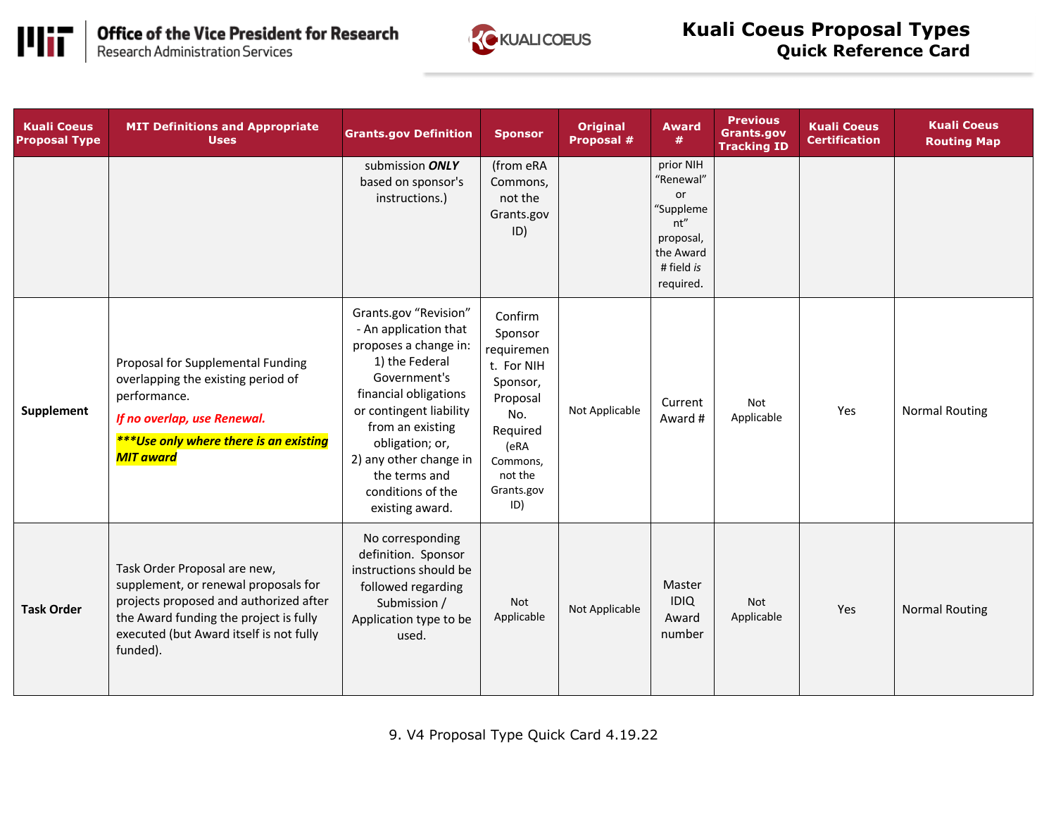| Kuali Coeus Proposal Type | MIT Definitions and Appropriate Uses | Grants.gov Definition | Sponsor | Original Proposal # | Award # | Previous Grants.gov Tracking ID | Kuali Coeus Certification | Kuali Coeus Routing Map |
|---|---|---|---|---|---|---|---|---|
| | | submission ***ONLY*** based on sponsor's instructions.) | (from eRA Commons, not the Grants.gov ID) | | prior NIH "Renewal" or "Supplement" proposal, the Award # field *is* required. | | | |
| **Supplement** | Proposal for Supplemental Funding overlapping the existing period of performance. ***If no overlap, use Renewal.*** ***\*\*\*Use only where there is an existing MIT award*** | Grants.gov "Revision" - An application that proposes a change in: 1) the Federal Government's financial obligations or contingent liability from an existing obligation; or, 2) any other change in the terms and conditions of the existing award. | Confirm Sponsor requirement. For NIH Sponsor, Proposal No. Required (eRA Commons, not the Grants.gov ID) | Not Applicable | Current Award # | Not Applicable | Yes | Normal Routing |
| **Task Order** | Task Order Proposal are new, supplement, or renewal proposals for projects proposed and authorized after the Award funding the project is fully executed (but Award itself is not fully funded). | No corresponding definition. Sponsor instructions should be followed regarding Submission / Application type to be used. | Not Applicable | Not Applicable | Master IDIQ Award number | Not Applicable | Yes | Normal Routing |

9. V4 Proposal Type Quick Card 4.19.22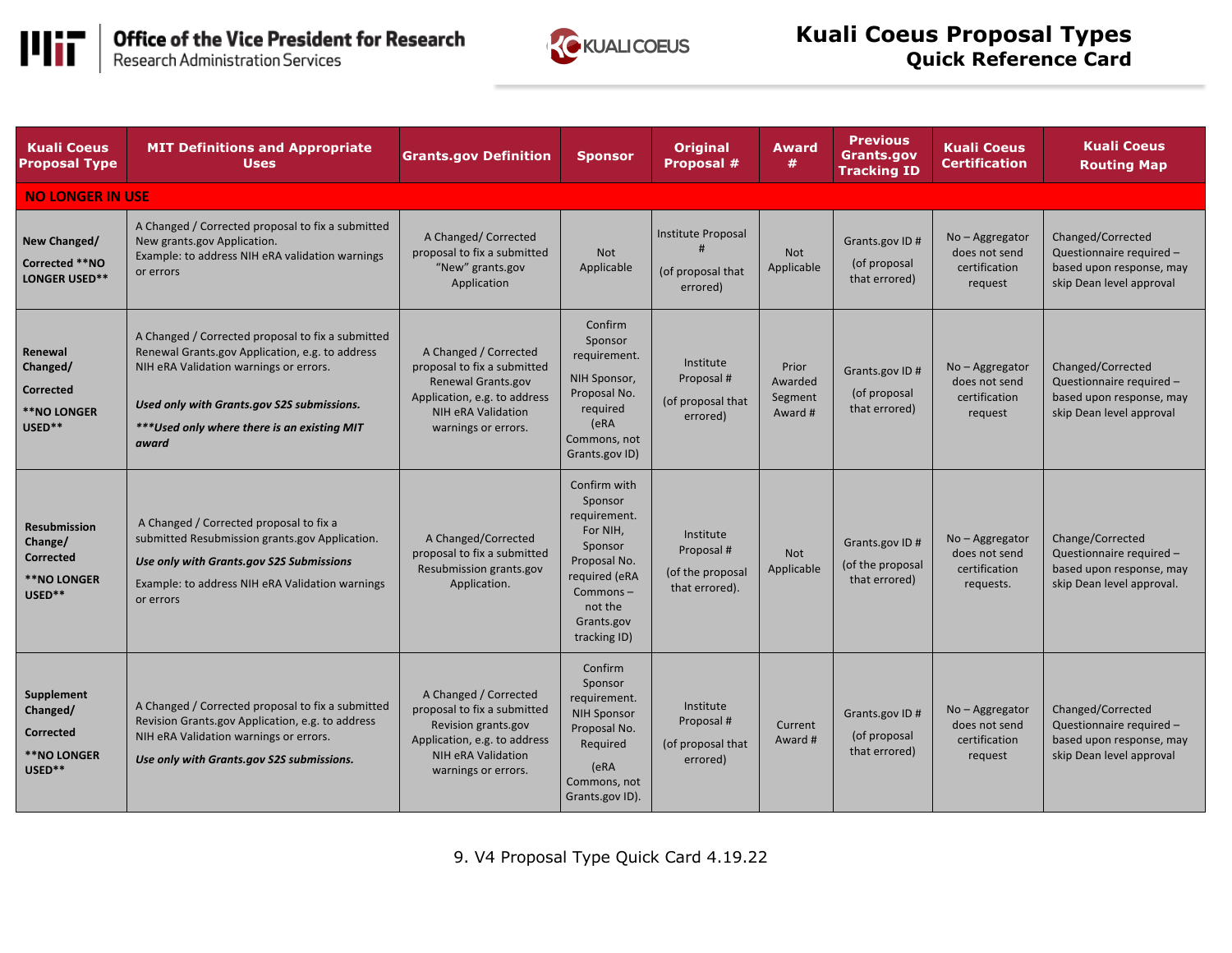# Kuali Coeus Proposal Types
## Quick Reference Card

Office of the Vice President for Research
Research Administration Services

| Kuali Coeus Proposal Type | MIT Definitions and Appropriate Uses | Grants.gov Definition | Sponsor | Original Proposal # | Award # | Previous Grants.gov Tracking ID | Kuali Coeus Certification | Kuali Coeus Routing Map |
|---|---|---|---|---|---|---|---|---|
| **NO LONGER IN USE** | | | | | | | | |
| **New Changed/ Corrected **NO LONGER USED**** | A Changed / Corrected proposal to fix a submitted New grants.gov Application. Example: to address NIH eRA validation warnings or errors | A Changed/ Corrected proposal to fix a submitted "New" grants.gov Application | Not Applicable | Institute Proposal # (of proposal that errored) | Not Applicable | Grants.gov ID # (of proposal that errored) | No – Aggregator does not send certification request | Changed/Corrected Questionnaire required – based upon response, may skip Dean level approval |
| **Renewal Changed/ Corrected **NO LONGER USED**** | A Changed / Corrected proposal to fix a submitted Renewal Grants.gov Application, e.g. to address NIH eRA Validation warnings or errors. ***Used only with Grants.gov S2S submissions.*** *****Used only where there is an existing MIT award*** | A Changed / Corrected proposal to fix a submitted Renewal Grants.gov Application, e.g. to address NIH eRA Validation warnings or errors. | Confirm Sponsor requirement. NIH Sponsor, Proposal No. required (eRA Commons, not Grants.gov ID) | Institute Proposal # (of proposal that errored) | Prior Awarded Segment Award # | Grants.gov ID # (of proposal that errored) | No – Aggregator does not send certification request | Changed/Corrected Questionnaire required – based upon response, may skip Dean level approval |
| **Resubmission Change/ Corrected **NO LONGER USED**** | A Changed / Corrected proposal to fix a submitted Resubmission grants.gov Application. ***Use only with Grants.gov S2S Submissions*** Example: to address NIH eRA Validation warnings or errors | A Changed/Corrected proposal to fix a submitted Resubmission grants.gov Application. | Confirm with Sponsor requirement. For NIH, Sponsor Proposal No. required (eRA Commons – not the Grants.gov tracking ID) | Institute Proposal # (of the proposal that errored). | Not Applicable | Grants.gov ID # (of the proposal that errored) | No – Aggregator does not send certification requests. | Change/Corrected Questionnaire required – based upon response, may skip Dean level approval. |
| **Supplement Changed/ Corrected **NO LONGER USED**** | A Changed / Corrected proposal to fix a submitted Revision Grants.gov Application, e.g. to address NIH eRA Validation warnings or errors. ***Use only with Grants.gov S2S submissions.*** | A Changed / Corrected proposal to fix a submitted Revision grants.gov Application, e.g. to address NIH eRA Validation warnings or errors. | Confirm Sponsor requirement. NIH Sponsor Proposal No. Required (eRA Commons, not Grants.gov ID). | Institute Proposal # (of proposal that errored) | Current Award # | Grants.gov ID # (of proposal that errored) | No – Aggregator does not send certification request | Changed/Corrected Questionnaire required – based upon response, may skip Dean level approval |

9. V4 Proposal Type Quick Card 4.19.22